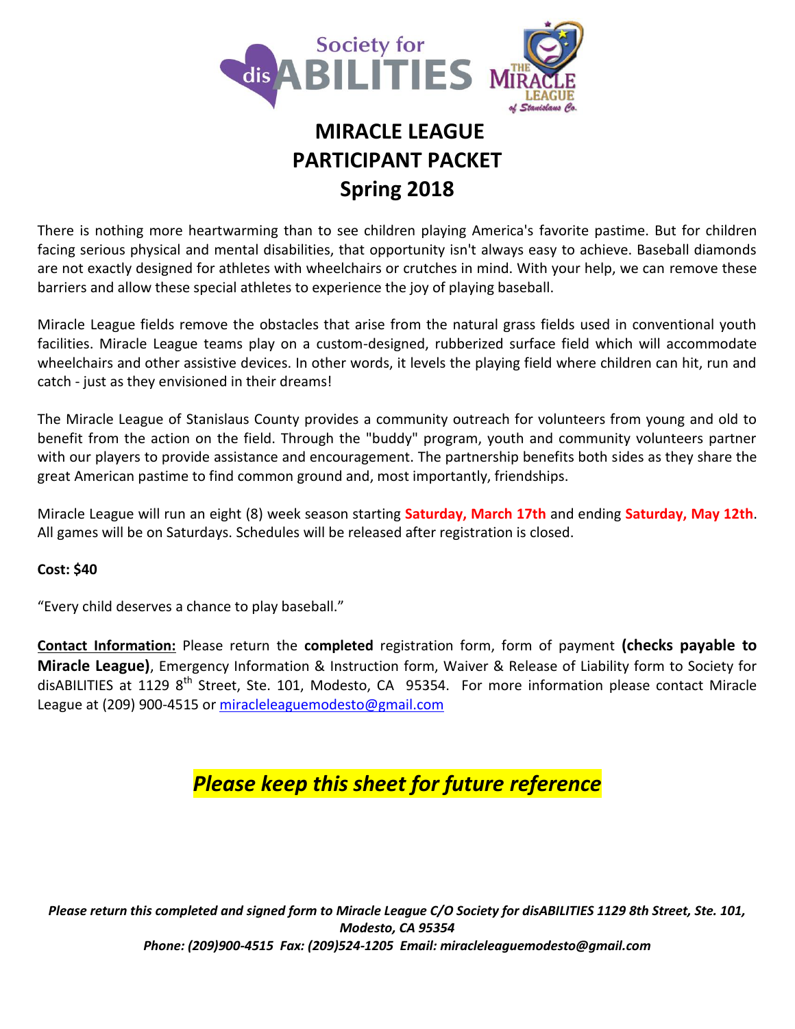# MIRACLE LEAGUE PARTICIPANT PACKET Spring 2018

There is nothing more heartwarming than to see children playing America's favorite pastime. But for children facing serious physical and mental disabilities, that opportunity isn't always easy to achieve. Baseball diamonds are not exactly designed for athletes with wheelchairs or crutches in mind. With your help, we can remove these barriers and allow these special athletes to experience the joy of playing baseball.

Miracle League fields remove the obstacles that arise from the natural grass fields used in conventional youth facilities. Miracle League teams play on a custom-designed, rubberized surface field which will accommodate wheelchairs and other assistive devices. In other words, it levels the playing field where children can hit, run and catch - just as they envisioned in their dreams!

The Miracle League of Stanislaus County provides a community outreach for volunteers from young and old to benefit from the action on the field. Through the "buddy" program, youth and community volunteers partner with our players to provide assistance and encouragement. The partnership benefits both sides as they share the great American pastime to find common ground and, most importantly, friendships.

Miracle League will run an eight (8) week season starting **Saturday, March 17th** and ending **Saturday, May 12th**. All games will be on Saturdays. Schedules will be released after registration is closed.

**Cost: $40**

"Every child deserves a chance to play baseball."

**Contact Information:** Please return the **completed** registration form, form of payment **(checks payable to Miracle League)**, Emergency Information & Instruction form, Waiver & Release of Liability form to Society for disABILITIES at 1129 8th Street, Ste. 101, Modesto, CA 95354. For more information please contact Miracle League at (209) 900-4515 or miracleleaguemodesto@gmail.com

***Please keep this sheet for future reference***

***Please return this completed and signed form to Miracle League C/O Society for disABILITIES 1129 8th Street, Ste. 101, Modesto, CA 95354***
***Phone: (209)900-4515 Fax: (209)524-1205 Email: miracleleaguemodesto@gmail.com***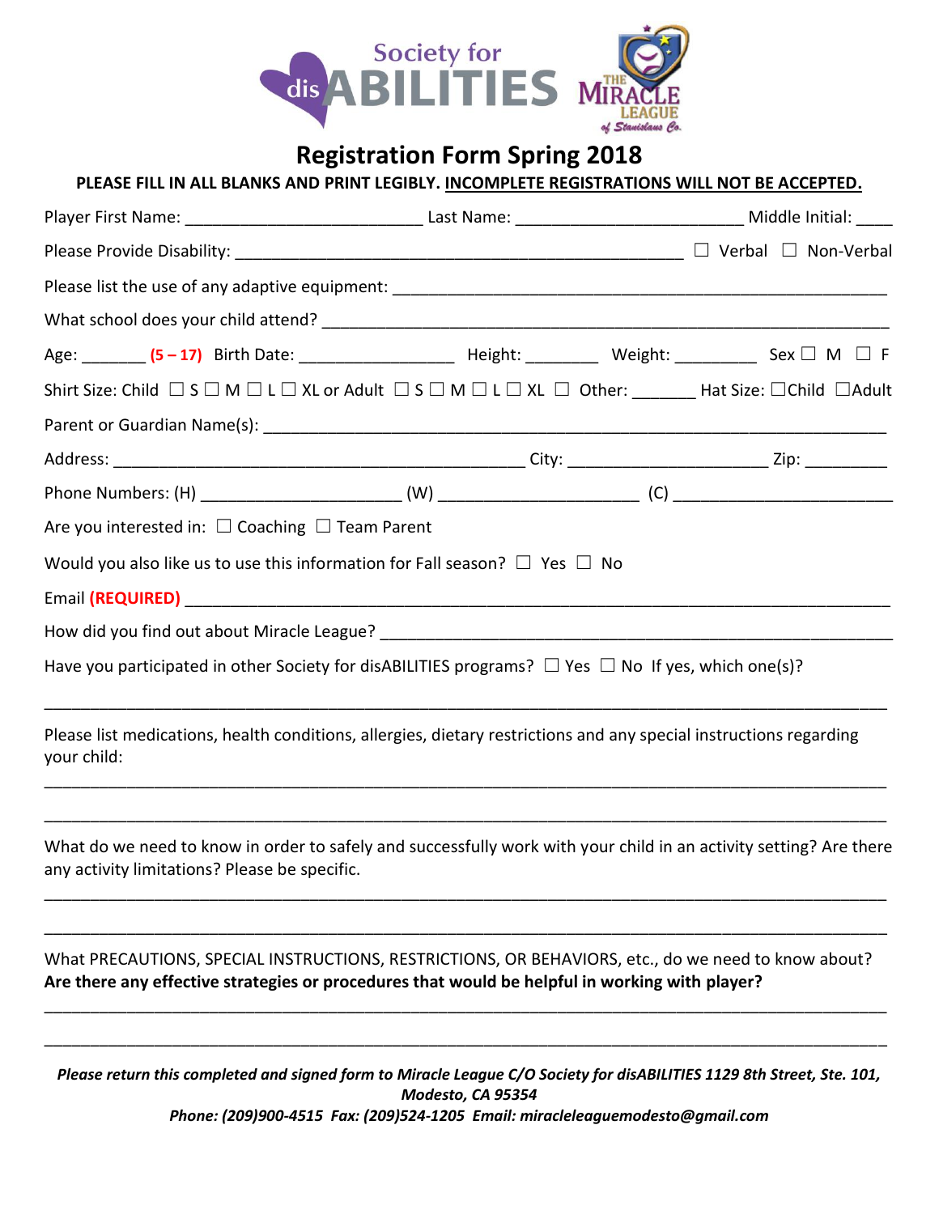Society for disABILITIES

THE MIRACLE LEAGUE of Stanislaus Co.

# Registration Form Spring 2018

**PLEASE FILL IN ALL BLANKS AND PRINT LEGIBLY. INCOMPLETE REGISTRATIONS WILL NOT BE ACCEPTED.**

Player First Name: _________________________ Last Name: ________________________ Middle Initial: ____

Please Provide Disability: ________________________________________________ ☐ Verbal ☐ Non-Verbal

Please list the use of any adaptive equipment: ______________________________________________________

What school does your child attend? ______________________________________________________________

Age: _______ **(5 – 17)** Birth Date: ________________ Height: ________ Weight: _________ Sex ☐ M ☐ F

Shirt Size: Child ☐ S ☐ M ☐ L ☐ XL or Adult ☐ S ☐ M ☐ L ☐ XL ☐ Other: _______ Hat Size: ☐Child ☐Adult

Parent or Guardian Name(s): ____________________________________________________________________

Address: ____________________________________________ City: _____________________ Zip: _________

Phone Numbers: (H) _____________________ (W) _____________________ (C) _______________________

Are you interested in: ☐ Coaching ☐ Team Parent

Would you also like us to use this information for Fall season? ☐ Yes ☐ No

Email **(REQUIRED)** _________________________________________________________________________

How did you find out about Miracle League? ______________________________________________________

Have you participated in other Society for disABILITIES programs? ☐ Yes ☐ No If yes, which one(s)?

_____________________________________________________________________________________________

Please list medications, health conditions, allergies, dietary restrictions and any special instructions regarding your child:

_____________________________________________________________________________________________

_____________________________________________________________________________________________

What do we need to know in order to safely and successfully work with your child in an activity setting? Are there any activity limitations? Please be specific.

_____________________________________________________________________________________________

_____________________________________________________________________________________________

What PRECAUTIONS, SPECIAL INSTRUCTIONS, RESTRICTIONS, OR BEHAVIORS, etc., do we need to know about? **Are there any effective strategies or procedures that would be helpful in working with player?**

_____________________________________________________________________________________________

_____________________________________________________________________________________________

***Please return this completed and signed form to Miracle League C/O Society for disABILITIES 1129 8th Street, Ste. 101, Modesto, CA 95354***

***Phone: (209)900-4515 Fax: (209)524-1205 Email: miracleleaguemodesto@gmail.com***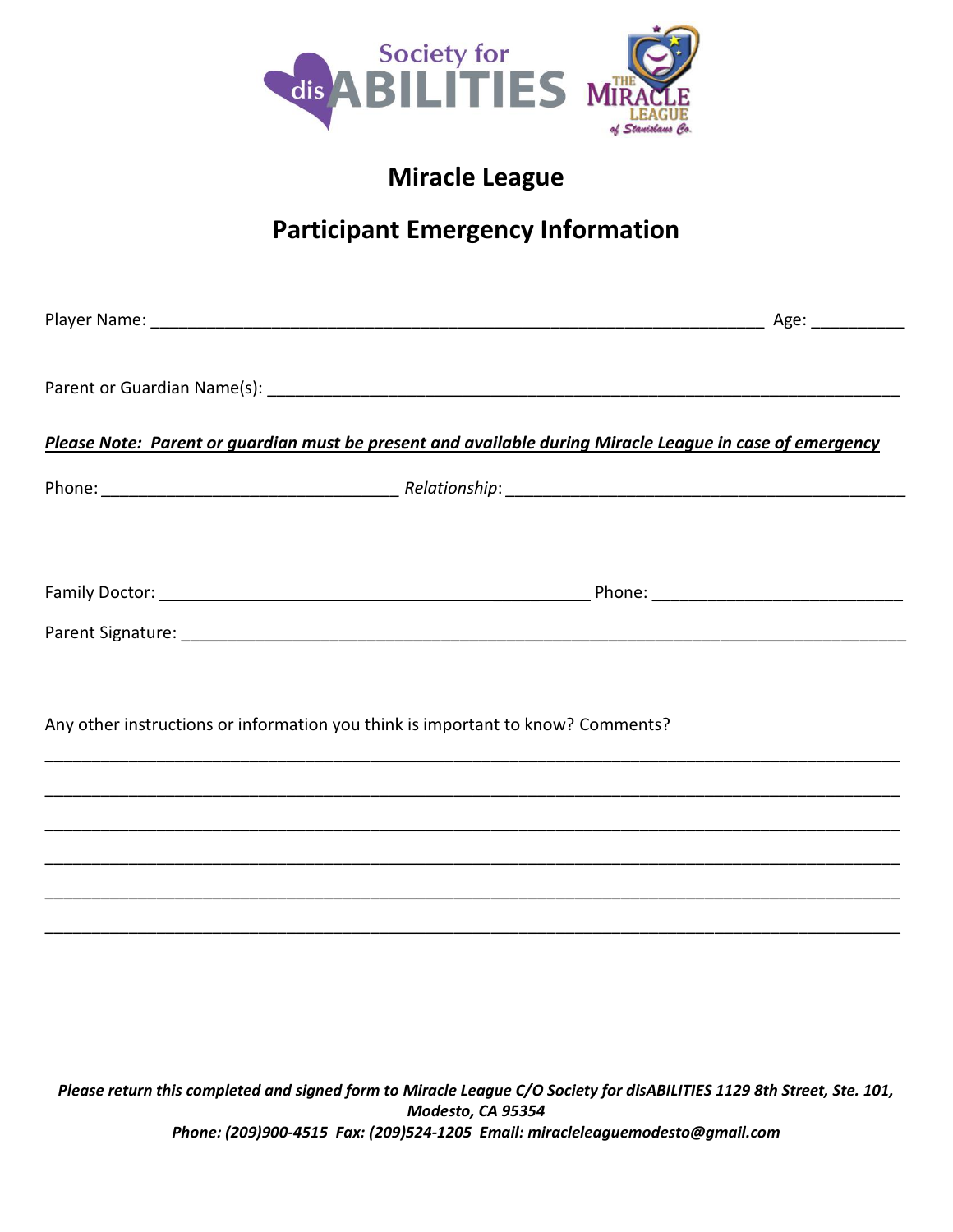Society for disABILITIES

THE MIRACLE LEAGUE of Stanislaus Co.

## Miracle League

## Participant Emergency Information

Player Name: ______________________________________________________________ Age: __________

Parent or Guardian Name(s): ________________________________________________________________

***Please Note: Parent or guardian must be present and available during Miracle League in case of emergency***

Phone: _______________________________ *Relationship*: ____________________________________________

Family Doctor: _____________________________________________ Phone: __________________________

Parent Signature: ___________________________________________________________________________

Any other instructions or information you think is important to know? Comments?

_____________________________________________________________________________________________

_____________________________________________________________________________________________

_____________________________________________________________________________________________

_____________________________________________________________________________________________

_____________________________________________________________________________________________

_____________________________________________________________________________________________

***Please return this completed and signed form to Miracle League C/O Society for disABILITIES 1129 8th Street, Ste. 101, Modesto, CA 95354***

***Phone: (209)900-4515 Fax: (209)524-1205 Email: miracleleaguemodesto@gmail.com***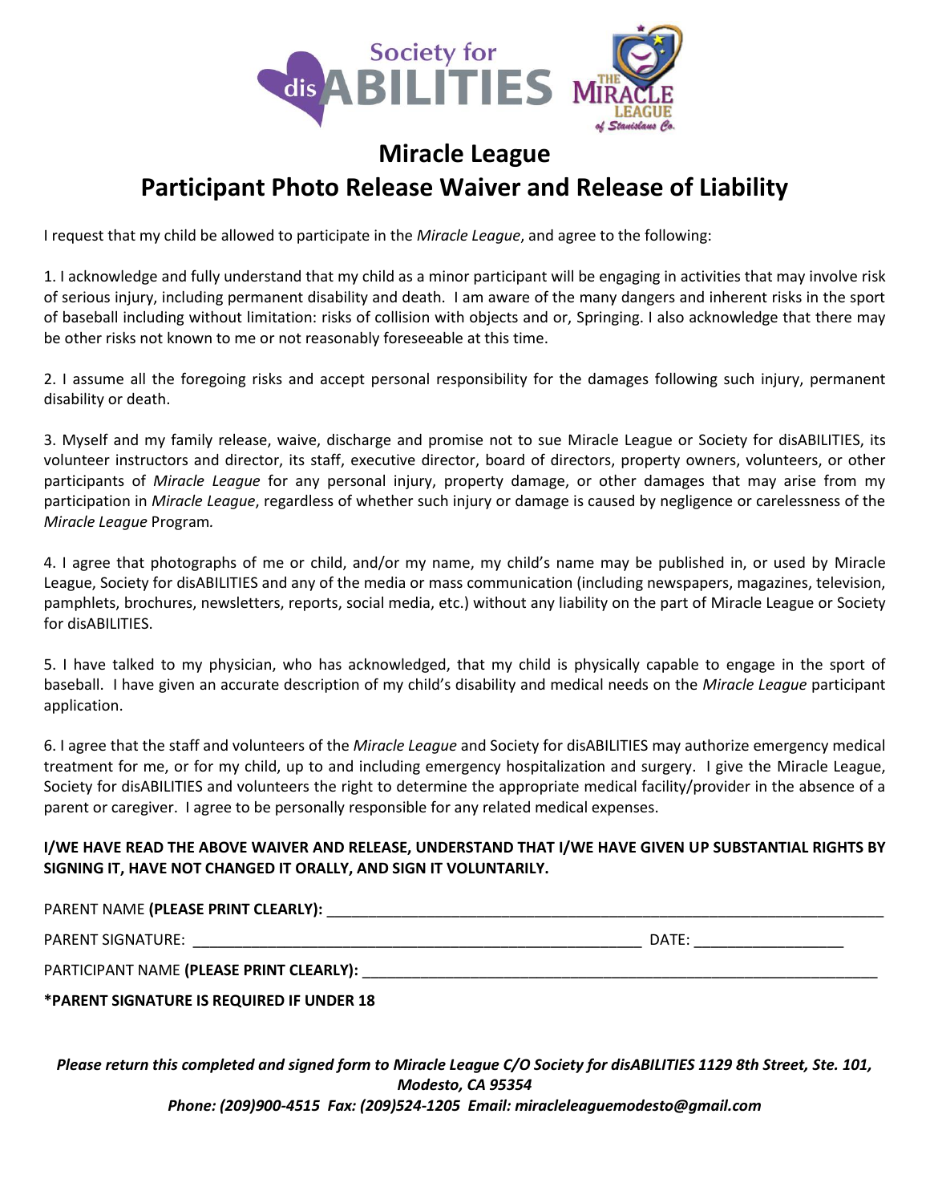# Miracle League

## Participant Photo Release Waiver and Release of Liability

I request that my child be allowed to participate in the *Miracle League*, and agree to the following:

1. I acknowledge and fully understand that my child as a minor participant will be engaging in activities that may involve risk of serious injury, including permanent disability and death. I am aware of the many dangers and inherent risks in the sport of baseball including without limitation: risks of collision with objects and or, Springing. I also acknowledge that there may be other risks not known to me or not reasonably foreseeable at this time.

2. I assume all the foregoing risks and accept personal responsibility for the damages following such injury, permanent disability or death.

3. Myself and my family release, waive, discharge and promise not to sue Miracle League or Society for disABILITIES, its volunteer instructors and director, its staff, executive director, board of directors, property owners, volunteers, or other participants of *Miracle League* for any personal injury, property damage, or other damages that may arise from my participation in *Miracle League*, regardless of whether such injury or damage is caused by negligence or carelessness of the *Miracle League* Program.

4. I agree that photographs of me or child, and/or my name, my child's name may be published in, or used by Miracle League, Society for disABILITIES and any of the media or mass communication (including newspapers, magazines, television, pamphlets, brochures, newsletters, reports, social media, etc.) without any liability on the part of Miracle League or Society for disABILITIES.

5. I have talked to my physician, who has acknowledged, that my child is physically capable to engage in the sport of baseball. I have given an accurate description of my child's disability and medical needs on the *Miracle League* participant application.

6. I agree that the staff and volunteers of the *Miracle League* and Society for disABILITIES may authorize emergency medical treatment for me, or for my child, up to and including emergency hospitalization and surgery. I give the Miracle League, Society for disABILITIES and volunteers the right to determine the appropriate medical facility/provider in the absence of a parent or caregiver. I agree to be personally responsible for any related medical expenses.

**I/WE HAVE READ THE ABOVE WAIVER AND RELEASE, UNDERSTAND THAT I/WE HAVE GIVEN UP SUBSTANTIAL RIGHTS BY SIGNING IT, HAVE NOT CHANGED IT ORALLY, AND SIGN IT VOLUNTARILY.**

PARENT NAME **(PLEASE PRINT CLEARLY):** ______________________________________________

PARENT SIGNATURE: ____________________________________ DATE: ________________

PARTICIPANT NAME **(PLEASE PRINT CLEARLY):** __________________________________________

***PARENT SIGNATURE IS REQUIRED IF UNDER 18**

***Please return this completed and signed form to Miracle League C/O Society for disABILITIES 1129 8th Street, Ste. 101, Modesto, CA 95354***

***Phone: (209)900-4515 Fax: (209)524-1205 Email: miracleleaguemodesto@gmail.com***